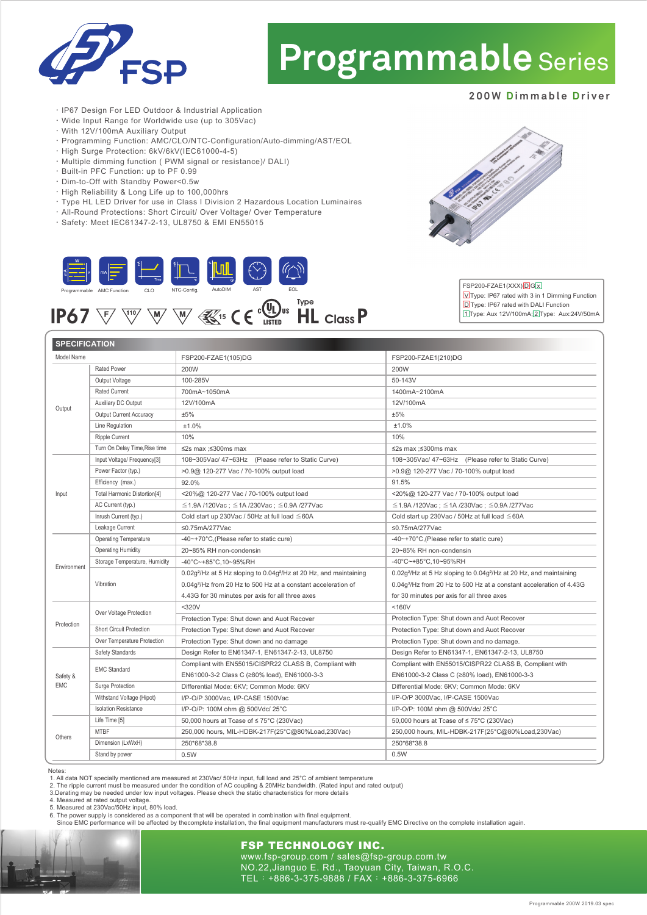# Programmable Series

## 200W Dimmable Driver

- IP67 Design For LED Outdoor & Industrial Application
- Wide Input Range for Worldwide use (up to 305Vac)
- With 12V/100mA Auxiliary Output
- Programming Function: AMC/CLO/NTC-Configuration/Auto-dimming/AST/EOL
- High Surge Protection: 6kV/6kV(IEC61000-4-5)
- Multiple dimming function ( PWM signal or resistance)/ DALI)
- Built-in PFC Function: up to PF 0.99
- Dim-to-Off with Standby Power<0.5w
- High Reliability & Long Life up to 100,000hrs
- Type HL LED Driver for use in Class I Division 2 Hazardous Location Luminaires
- All-Round Protections: Short Circuit/ Over Voltage/ Over Temperature
- Safety: Meet IEC61347-2-13, UL8750 & EMI EN55015

Programmable | AMC Function | CLO | NTC-Config. | AutoDIM | AST | EOL

IP67 | Type HL Class P

FSP200-FZAE1(XXX)DGX
V Type: IP67 rated with 3 in 1 Dimming Function
D Type: IP67 rated with DALI Function
1 Type: Aux 12V/100mA; 2 Type: Aux:24V/50mA

## SPECIFICATION

| Model Name | | FSP200-FZAE1(105)DG | FSP200-FZAE1(210)DG |
|---|---|---|---|
| Output | Rated Power | 200W | 200W |
| | Output Voltage | 100-285V | 50-143V |
| | Rated Current | 700mA~1050mA | 1400mA~2100mA |
| | Auxiliary DC Output | 12V/100mA | 12V/100mA |
| | Output Current Accuracy | ±5% | ±5% |
| | Line Regulation | ±1.0% | ±1.0% |
| | Ripple Current | 10% | 10% |
| | Turn On Delay Time,Rise time | ≤2s max ;≤300ms max | ≤2s max ;≤300ms max |
| Input | Input Voltage/ Frequency[3] | 108~305Vac/ 47~63Hz (Please refer to Static Curve) | 108~305Vac/ 47~63Hz (Please refer to Static Curve) |
| | Power Factor (typ.) | >0.9@ 120-277 Vac / 70-100% output load | >0.9@ 120-277 Vac / 70-100% output load |
| | Efficiency (max.) | 92.0% | 91.5% |
| | Total Harmonic Distortion[4] | <20%@ 120-277 Vac / 70-100% output load | <20%@ 120-277 Vac / 70-100% output load |
| | AC Current (typ.) | ≦1.9A /120Vac ; ≦1A /230Vac ; ≦0.9A /277Vac | ≦1.9A /120Vac ; ≦1A /230Vac ; ≦0.9A /277Vac |
| | Inrush Current (typ.) | Cold start up 230Vac / 50Hz at full load ≦60A | Cold start up 230Vac / 50Hz at full load ≦60A |
| | Leakage Current | ≤0.75mA/277Vac | ≤0.75mA/277Vac |
| Environment | Operating Temperature | -40~+70°C,(Please refer to static cure) | -40~+70°C,(Please refer to static cure) |
| | Operating Humidity | 20~85% RH non-condensin | 20~85% RH non-condensin |
| | Storage Temperature, Humidity | -40°C~+85°C,10~95%RH | -40°C~+85°C,10~95%RH |
| | Vibration | 0.02g²/Hz at 5 Hz sloping to 0.04g²/Hz at 20 Hz, and maintaining 0.04g²/Hz from 20 Hz to 500 Hz at a constant acceleration of 4.43G for 30 minutes per axis for all three axes | 0.02g²/Hz at 5 Hz sloping to 0.04g²/Hz at 20 Hz, and maintaining 0.04g²/Hz from 20 Hz to 500 Hz at a constant acceleration of 4.43G for 30 minutes per axis for all three axes |
| Protection | Over Voltage Protection | <320V<br>Protection Type: Shut down and Auot Recover | <160V<br>Protection Type: Shut down and Auot Recover |
| | Short Circuit Protection | Protection Type: Shut down and Auot Recover | Protection Type: Shut down and Auot Recover |
| | Over Temperature Protection | Protection Type: Shut down and no damage | Protection Type: Shut down and no damage. |
| Safety & EMC | Safety Standards | Design Refer to EN61347-1, EN61347-2-13, UL8750 | Design Refer to EN61347-1, EN61347-2-13, UL8750 |
| | EMC Standard | Compliant with EN55015/CISPR22 CLASS B, Compliant with EN61000-3-2 Class C (≥80% load), EN61000-3-3 | Compliant with EN55015/CISPR22 CLASS B, Compliant with EN61000-3-2 Class C (≥80% load), EN61000-3-3 |
| | Surge Protection | Differential Mode: 6KV; Common Mode: 6KV | Differential Mode: 6KV; Common Mode: 6KV |
| | Withstand Voltage (Hipot) | I/P-O/P 3000Vac, I/P-CASE 1500Vac | I/P-O/P 3000Vac, I/P-CASE 1500Vac |
| | Isolation Resistance | I/P-O/P: 100M ohm @ 500Vdc/ 25°C | I/P-O/P: 100M ohm @ 500Vdc/ 25°C |
| Others | Life Time [5] | 50,000 hours at Tcase of ≤ 75°C (230Vac) | 50,000 hours at Tcase of ≤ 75°C (230Vac) |
| | MTBF | 250,000 hours, MIL-HDBK-217F(25°C@80%Load,230Vac) | 250,000 hours, MIL-HDBK-217F(25°C@80%Load,230Vac) |
| | Dimension (LxWxH) | 250*68*38.8 | 250*68*38.8 |
| | Stand by power | 0.5W | 0.5W |

Notes:
1. All data NOT specially mentioned are measured at 230Vac/ 50Hz input, full load and 25°C of ambient temperature
2. The ripple current must be measured under the condition of AC coupling & 20MHz bandwidth. (Rated input and rated output)
3. Derating may be needed under low input voltages. Please check the static characteristics for more details
4. Measured at rated output voltage.
5. Measured at 230Vac/50Hz input, 80% load.
6. The power supply is considered as a component that will be operated in combination with final equipment. Since EMC performance will be affected by thecomplete installation, the final equipment manufacturers must re-qualify EMC Directive on the complete installation again.

**FSP TECHNOLOGY INC.**
www.fsp-group.com / sales@fsp-group.com.tw
NO.22,Jianguo E. Rd., Taoyuan City, Taiwan, R.O.C.
TEL：+886-3-375-9888 / FAX：+886-3-375-6966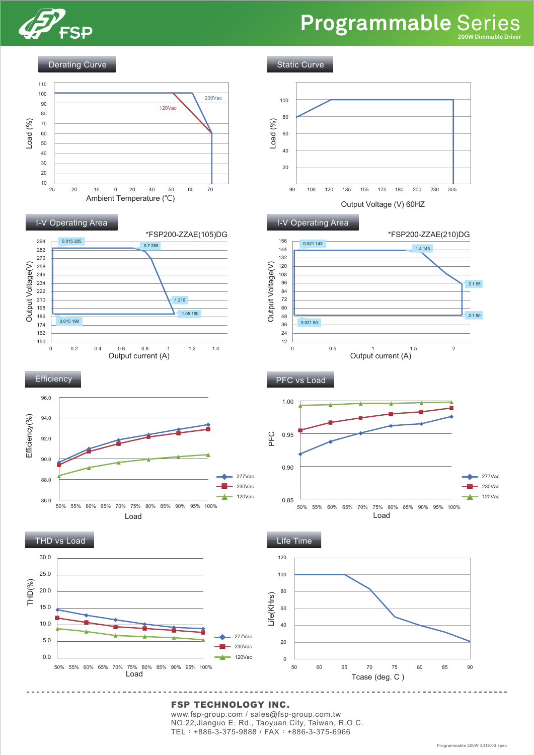## Derating Curve

Load (%)

230Vac

120Vac

Ambient Temperature (℃)

## Static Curve

Load (%)

Output Voltage (V) 60HZ

## I-V Operating Area

*FSP200-ZZAE(105)DG

Output Voltage(V)

Output current (A)

## I-V Operating Area

*FSP200-ZZAE(210)DG

Output Voltage(V)

Output current (A)

## Efficiency

Efficiency(%)

Load

277Vac
230Vac
120Vac

## PFC vs Load

PFC

Load

277Vac
230Vac
120Vac

## THD vs Load

THD(%)

Load

277Vac
230Vac
120Vac

## Life Time

Life(KHrs)

Tcase (deg. C )

---

**FSP TECHNOLOGY INC.**
www.fsp-group.com / sales@fsp-group.com.tw
NO.22,Jianguo E. Rd., Taoyuan City, Taiwan, R.O.C.
TEL：+886-3-375-9888 / FAX：+886-3-375-6966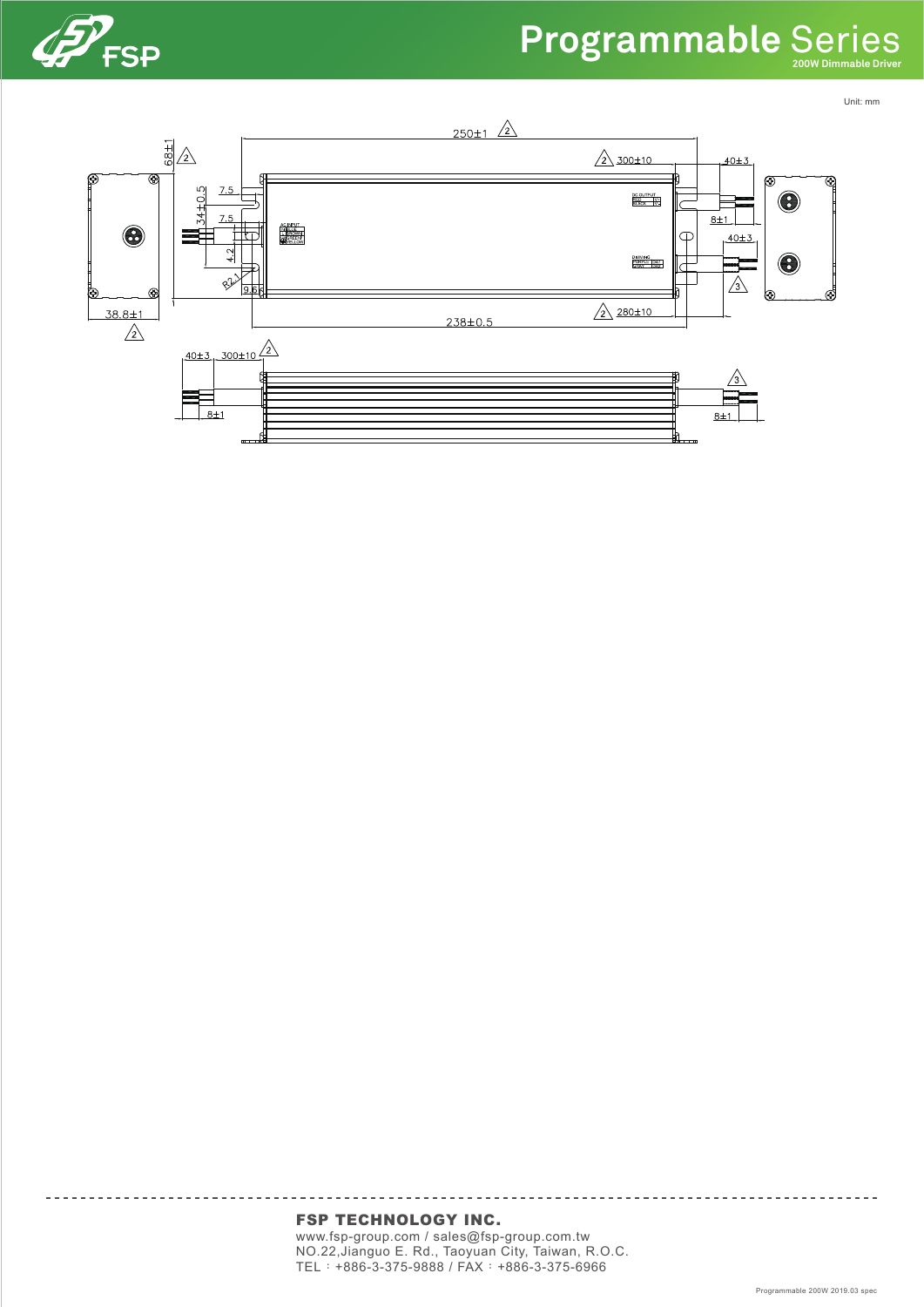Unit: mm

250±1
68±1
300±10
40±3
7.5
34±0.5
7.5
4.2
R2.1
9.6
8±1
40±3
38.8±1
238±0.5
280±10
40±3
300±10
8±1
8±1

**FSP TECHNOLOGY INC.**

www.fsp-group.com / sales@fsp-group.com.tw
NO.22,Jianguo E. Rd., Taoyuan City, Taiwan, R.O.C.
TEL：+886-3-375-9888 / FAX：+886-3-375-6966